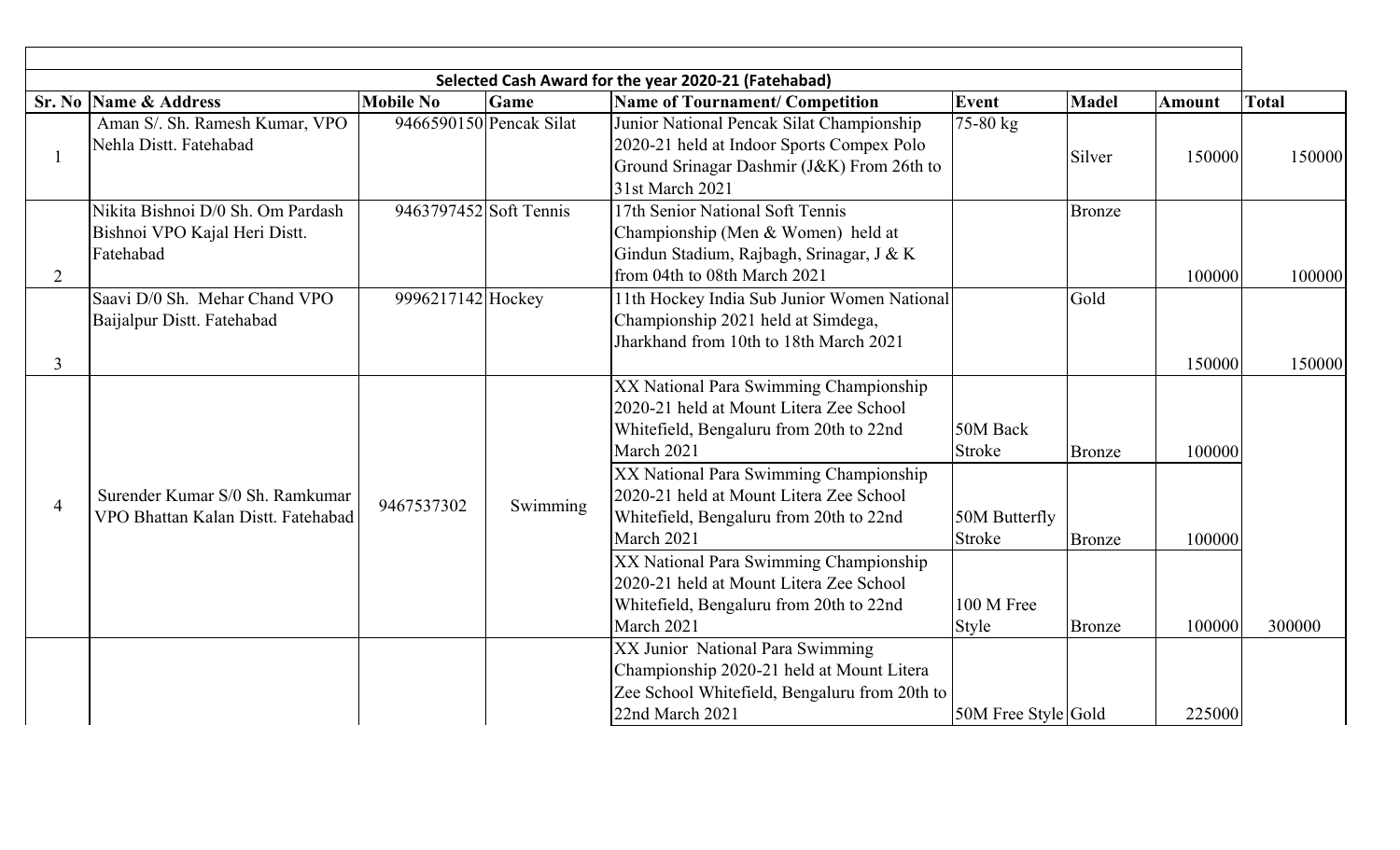| Sr. No | Name & Address | Mobile No | Game | Name of Tournament/ Competition | Event | Madel | Amount | Total |
|---|---|---|---|---|---|---|---|---|
| Selected Cash Award for the year 2020-21 (Fatehabad) | | | | | | | | |
| 1 | Aman S/. Sh. Ramesh Kumar, VPO Nehla Distt. Fatehabad | 9466590150 | Pencak Silat | Junior National Pencak Silat Championship 2020-21 held at Indoor Sports Compex Polo Ground Srinagar Dashmir (J&K) From 26th to 31st March 2021 | 75-80 kg | Silver | 150000 | 150000 |
| 2 | Nikita Bishnoi D/0 Sh. Om Pardash Bishnoi VPO Kajal Heri Distt. Fatehabad | 9463797452 | Soft Tennis | 17th Senior National Soft Tennis Championship (Men & Women) held at Gindun Stadium, Rajbagh, Srinagar, J & K from 04th to 08th March 2021 | | Bronze | 100000 | 100000 |
| 3 | Saavi D/0 Sh. Mehar Chand VPO Baijalpur Distt. Fatehabad | 9996217142 | Hockey | 11th Hockey India Sub Junior Women National Championship 2021 held at Simdega, Jharkhand from 10th to 18th March 2021 | | Gold | 150000 | 150000 |
| 4 | Surender Kumar S/0 Sh. Ramkumar VPO Bhattan Kalan Distt. Fatehabad | 9467537302 | Swimming | XX National Para Swimming Championship 2020-21 held at Mount Litera Zee School Whitefield, Bengaluru from 20th to 22nd March 2021 | 50M Back Stroke | Bronze | 100000 | |
| | | | | XX National Para Swimming Championship 2020-21 held at Mount Litera Zee School Whitefield, Bengaluru from 20th to 22nd March 2021 | 50M Butterfly Stroke | Bronze | 100000 | |
| | | | | XX National Para Swimming Championship 2020-21 held at Mount Litera Zee School Whitefield, Bengaluru from 20th to 22nd March 2021 | 100 M Free Style | Bronze | 100000 | 300000 |
| | | | | XX Junior National Para Swimming Championship 2020-21 held at Mount Litera Zee School Whitefield, Bengaluru from 20th to 22nd March 2021 | 50M Free Style | Gold | 225000 | |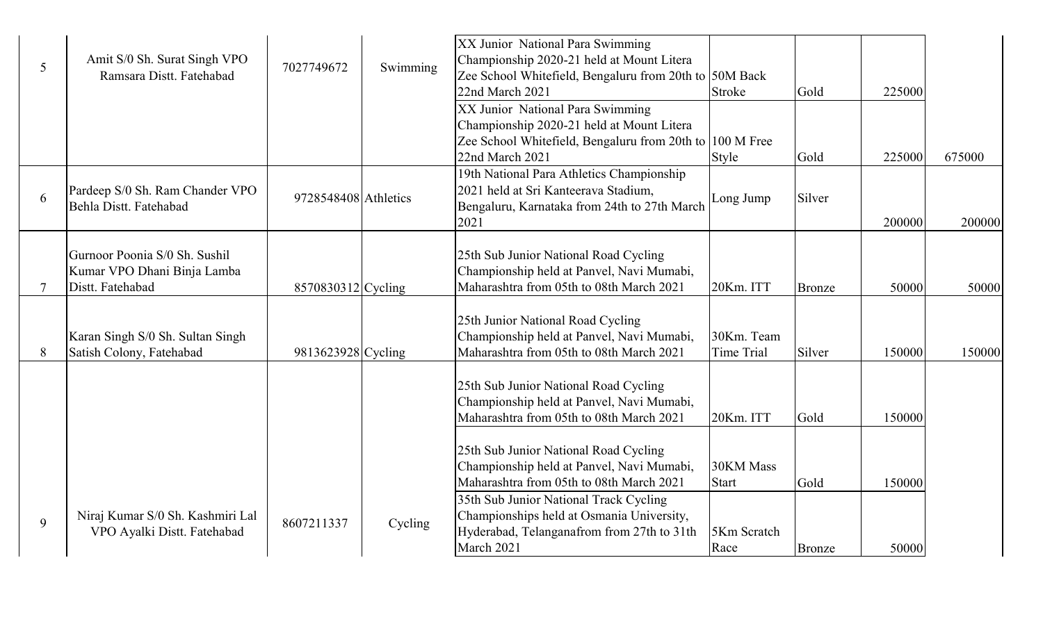| 5 | Amit S/0 Sh. Surat Singh VPO Ramsara Distt. Fatehabad | 7027749672 | Swimming | XX Junior National Para Swimming Championship 2020-21 held at Mount Litera Zee School Whitefield, Bengaluru from 20th to 22nd March 2021 | 50M Back Stroke | Gold | 225000 | |
|---|---|---|---|---|---|---|---|---|
| | | | | XX Junior National Para Swimming Championship 2020-21 held at Mount Litera Zee School Whitefield, Bengaluru from 20th to 22nd March 2021 | 100 M Free Style | Gold | 225000 | 675000 |
| 6 | Pardeep S/0 Sh. Ram Chander VPO Behla Distt. Fatehabad | 9728548408 | Athletics | 19th National Para Athletics Championship 2021 held at Sri Kanteerava Stadium, Bengaluru, Karnataka from 24th to 27th March 2021 | Long Jump | Silver | 200000 | 200000 |
| 7 | Gurnoor Poonia S/0 Sh. Sushil Kumar VPO Dhani Binja Lamba Distt. Fatehabad | 8570830312 | Cycling | 25th Sub Junior National Road Cycling Championship held at Panvel, Navi Mumabi, Maharashtra from 05th to 08th March 2021 | 20Km. ITT | Bronze | 50000 | 50000 |
| 8 | Karan Singh S/0 Sh. Sultan Singh Satish Colony, Fatehabad | 9813623928 | Cycling | 25th Junior National Road Cycling Championship held at Panvel, Navi Mumabi, Maharashtra from 05th to 08th March 2021 | 30Km. Team Time Trial | Silver | 150000 | 150000 |
| 9 | Niraj Kumar S/0 Sh. Kashmiri Lal VPO Ayalki Distt. Fatehabad | 8607211337 | Cycling | 25th Sub Junior National Road Cycling Championship held at Panvel, Navi Mumabi, Maharashtra from 05th to 08th March 2021 | 20Km. ITT | Gold | 150000 | |
| | | | | 25th Sub Junior National Road Cycling Championship held at Panvel, Navi Mumabi, Maharashtra from 05th to 08th March 2021 | 30KM Mass Start | Gold | 150000 | |
| | | | | 35th Sub Junior National Track Cycling Championships held at Osmania University, Hyderabad, Telanganafrom from 27th to 31th March 2021 | 5Km Scratch Race | Bronze | 50000 | |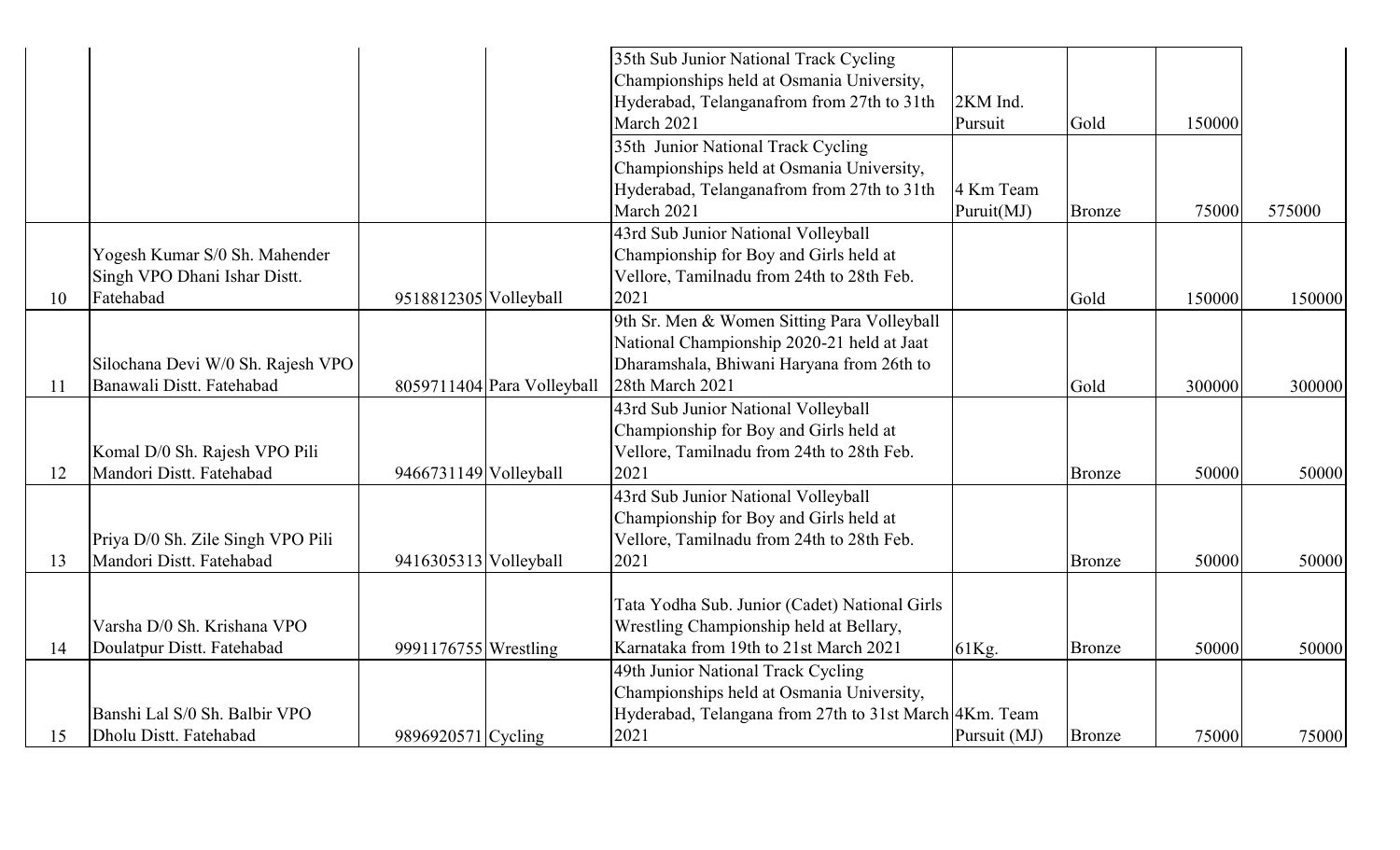| | | | | | | | | |
|---|---|---|---|---|---|---|---|---|
| | | | | 35th Sub Junior National Track Cycling Championships held at Osmania University, Hyderabad, Telanganafrom from 27th to 31th March 2021 | 2KM Ind. Pursuit | Gold | 150000 | |
| | | | | 35th Junior National Track Cycling Championships held at Osmania University, Hyderabad, Telanganafrom from 27th to 31th March 2021 | 4 Km Team Puruit(MJ) | Bronze | 75000 | 575000 |
| 10 | Yogesh Kumar S/0 Sh. Mahender Singh VPO Dhani Ishar Distt. Fatehabad | 9518812305 | Volleyball | 43rd Sub Junior National Volleyball Championship for Boy and Girls held at Vellore, Tamilnadu from 24th to 28th Feb. 2021 | | Gold | 150000 | 150000 |
| 11 | Silochana Devi W/0 Sh. Rajesh VPO Banawali Distt. Fatehabad | 8059711404 | Para Volleyball | 9th Sr. Men & Women Sitting Para Volleyball National Championship 2020-21 held at Jaat Dharamshala, Bhiwani Haryana from 26th to 28th March 2021 | | Gold | 300000 | 300000 |
| 12 | Komal D/0 Sh. Rajesh VPO Pili Mandori Distt. Fatehabad | 9466731149 | Volleyball | 43rd Sub Junior National Volleyball Championship for Boy and Girls held at Vellore, Tamilnadu from 24th to 28th Feb. 2021 | | Bronze | 50000 | 50000 |
| 13 | Priya D/0 Sh. Zile Singh VPO Pili Mandori Distt. Fatehabad | 9416305313 | Volleyball | 43rd Sub Junior National Volleyball Championship for Boy and Girls held at Vellore, Tamilnadu from 24th to 28th Feb. 2021 | | Bronze | 50000 | 50000 |
| 14 | Varsha D/0 Sh. Krishana VPO Doulatpur Distt. Fatehabad | 9991176755 | Wrestling | Tata Yodha Sub. Junior (Cadet) National Girls Wrestling Championship held at Bellary, Karnataka from 19th to 21st March 2021 | 61Kg. | Bronze | 50000 | 50000 |
| 15 | Banshi Lal S/0 Sh. Balbir VPO Dholu Distt. Fatehabad | 9896920571 | Cycling | 49th Junior National Track Cycling Championships held at Osmania University, Hyderabad, Telangana from 27th to 31st March 2021 | 4Km. Team Pursuit (MJ) | Bronze | 75000 | 75000 |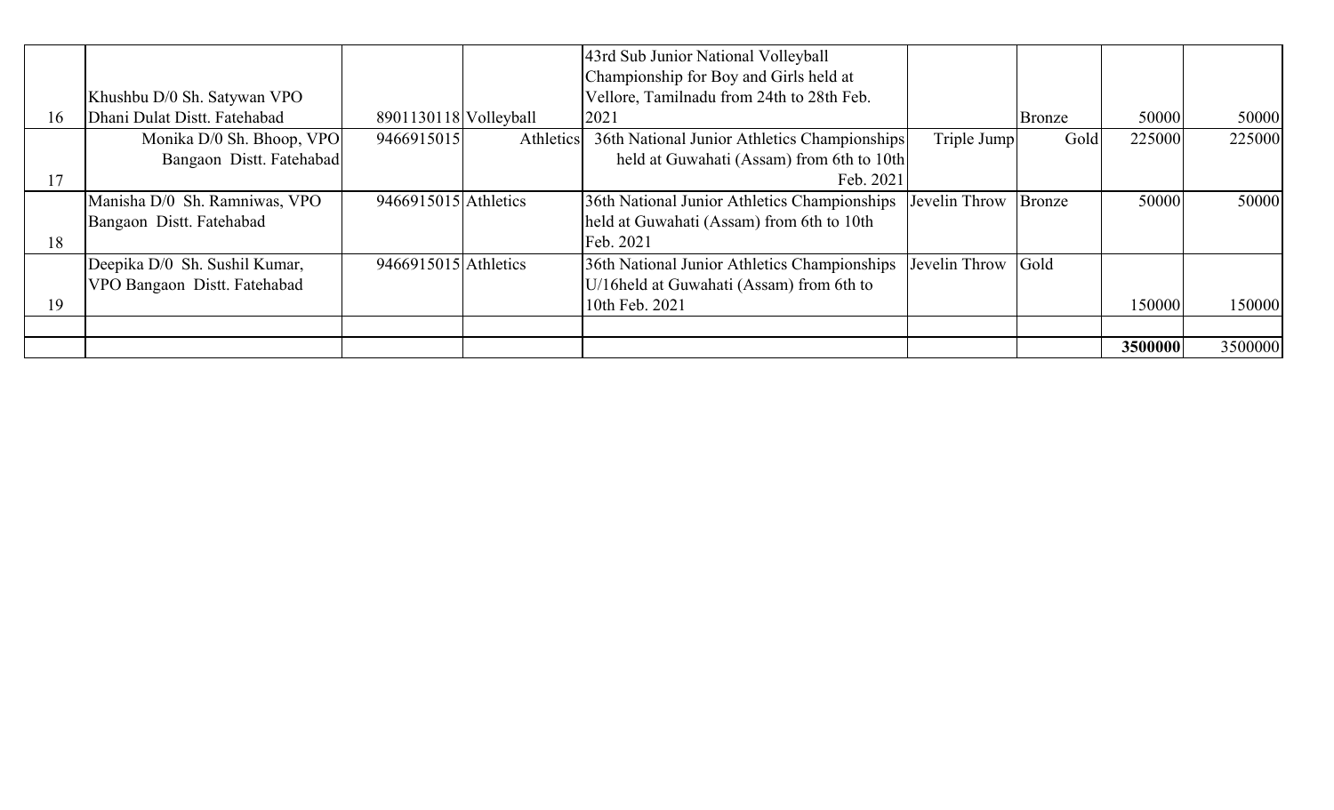| | | | | | | | | |
|---|---|---|---|---|---|---|---|---|
| 16 | Khushbu D/0 Sh. Satywan VPO Dhani Dulat Distt. Fatehabad | 8901130118 | Volleyball | 43rd Sub Junior National Volleyball Championship for Boy and Girls held at Vellore, Tamilnadu from 24th to 28th Feb. 2021 | | Bronze | 50000 | 50000 |
| 17 | Monika D/0 Sh. Bhoop, VPO Bangaon Distt. Fatehabad | 9466915015 | Athletics | 36th National Junior Athletics Championships held at Guwahati (Assam) from 6th to 10th Feb. 2021 | Triple Jump | Gold | 225000 | 225000 |
| 18 | Manisha D/0 Sh. Ramniwas, VPO Bangaon Distt. Fatehabad | 9466915015 | Athletics | 36th National Junior Athletics Championships held at Guwahati (Assam) from 6th to 10th Feb. 2021 | Jevelin Throw | Bronze | 50000 | 50000 |
| 19 | Deepika D/0 Sh. Sushil Kumar, VPO Bangaon Distt. Fatehabad | 9466915015 | Athletics | 36th National Junior Athletics Championships U/16held at Guwahati (Assam) from 6th to 10th Feb. 2021 | Jevelin Throw | Gold | 150000 | 150000 |
| | | | | | | | | |
| | | | | | | | **3500000** | 3500000 |